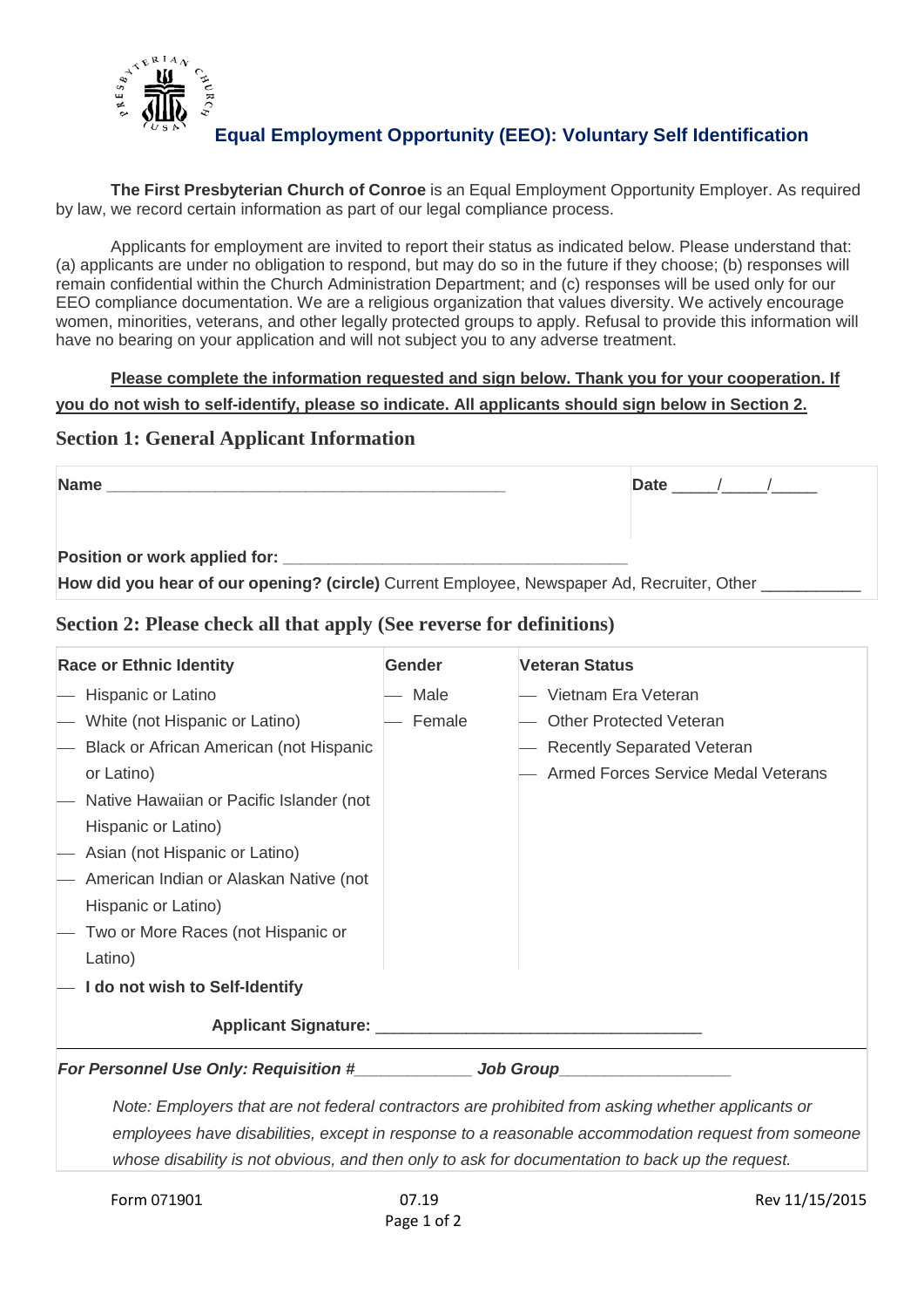## Equal Employment Opportunity (EEO): Voluntary Self Identification

**The First Presbyterian Church of Conroe** is an Equal Employment Opportunity Employer. As required by law, we record certain information as part of our legal compliance process.

Applicants for employment are invited to report their status as indicated below. Please understand that: (a) applicants are under no obligation to respond, but may do so in the future if they choose; (b) responses will remain confidential within the Church Administration Department; and (c) responses will be used only for our EEO compliance documentation. We are a religious organization that values diversity. We actively encourage women, minorities, veterans, and other legally protected groups to apply. Refusal to provide this information will have no bearing on your application and will not subject you to any adverse treatment.

**Please complete the information requested and sign below. Thank you for your cooperation. If you do not wish to self-identify, please so indicate. All applicants should sign below in Section 2.**

### Section 1: General Applicant Information

**Name** _____________________________________________ **Date** _____/_____/_____

**Position or work applied for:** ______________________________________

**How did you hear of our opening? (circle)** Current Employee, Newspaper Ad, Recruiter, Other ___________

### Section 2: Please check all that apply (See reverse for definitions)

| Race or Ethnic Identity | Gender | Veteran Status |
|---|---|---|
| — Hispanic or Latino | — Male | — Vietnam Era Veteran |
| — White (not Hispanic or Latino) | — Female | — Other Protected Veteran |
| — Black or African American (not Hispanic or Latino) | | — Recently Separated Veteran |
| — Native Hawaiian or Pacific Islander (not Hispanic or Latino) | | — Armed Forces Service Medal Veterans |
| — Asian (not Hispanic or Latino) | | |
| — American Indian or Alaskan Native (not Hispanic or Latino) | | |
| — Two or More Races (not Hispanic or Latino) | | |

— **I do not wish to Self-Identify**

**Applicant Signature:** ___________________________________

***For Personnel Use Only: Requisition #_____________ Job Group___________________***

*Note: Employers that are not federal contractors are prohibited from asking whether applicants or employees have disabilities, except in response to a reasonable accommodation request from someone whose disability is not obvious, and then only to ask for documentation to back up the request.*

Form 071901 07.19 Rev 11/15/2015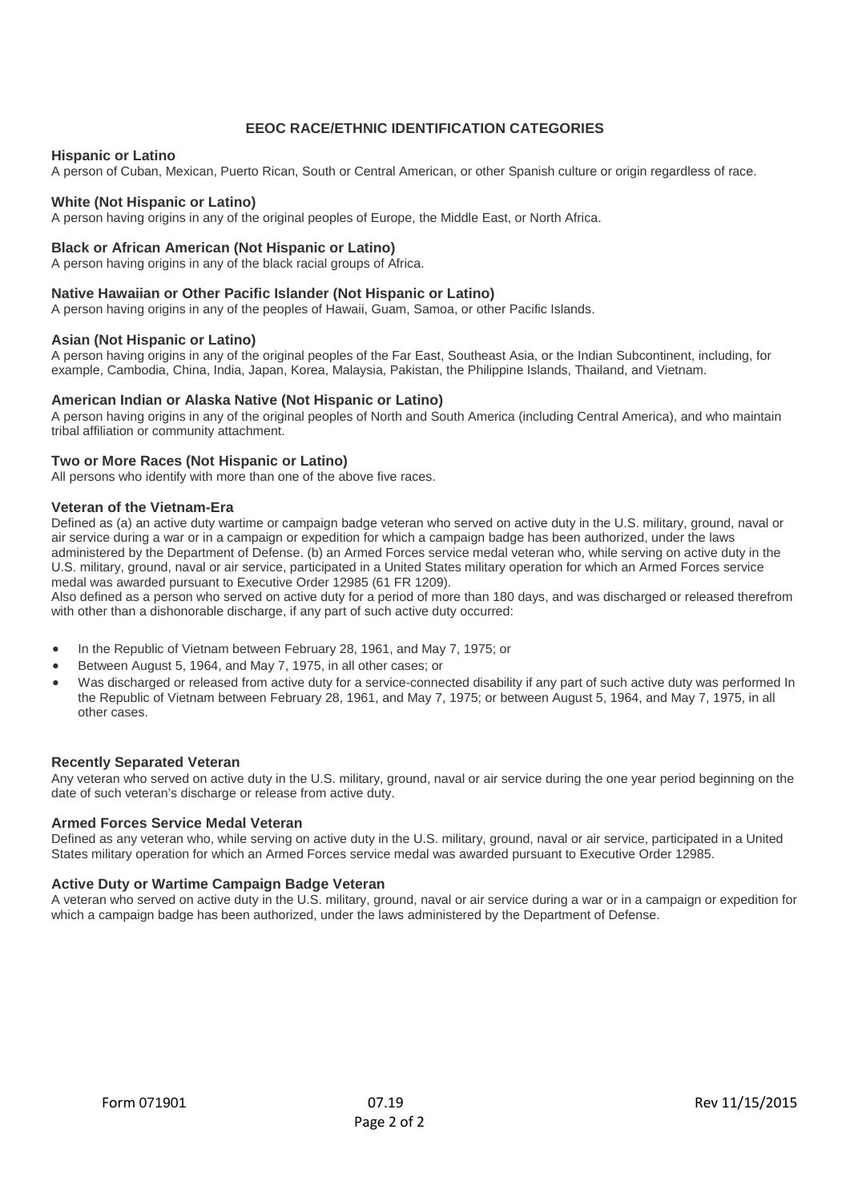## EEOC RACE/ETHNIC IDENTIFICATION CATEGORIES

**Hispanic or Latino**
A person of Cuban, Mexican, Puerto Rican, South or Central American, or other Spanish culture or origin regardless of race.

**White (Not Hispanic or Latino)**
A person having origins in any of the original peoples of Europe, the Middle East, or North Africa.

**Black or African American (Not Hispanic or Latino)**
A person having origins in any of the black racial groups of Africa.

**Native Hawaiian or Other Pacific Islander (Not Hispanic or Latino)**
A person having origins in any of the peoples of Hawaii, Guam, Samoa, or other Pacific Islands.

**Asian (Not Hispanic or Latino)**
A person having origins in any of the original peoples of the Far East, Southeast Asia, or the Indian Subcontinent, including, for example, Cambodia, China, India, Japan, Korea, Malaysia, Pakistan, the Philippine Islands, Thailand, and Vietnam.

**American Indian or Alaska Native (Not Hispanic or Latino)**
A person having origins in any of the original peoples of North and South America (including Central America), and who maintain tribal affiliation or community attachment.

**Two or More Races (Not Hispanic or Latino)**
All persons who identify with more than one of the above five races.

**Veteran of the Vietnam-Era**
Defined as (a) an active duty wartime or campaign badge veteran who served on active duty in the U.S. military, ground, naval or air service during a war or in a campaign or expedition for which a campaign badge has been authorized, under the laws administered by the Department of Defense. (b) an Armed Forces service medal veteran who, while serving on active duty in the U.S. military, ground, naval or air service, participated in a United States military operation for which an Armed Forces service medal was awarded pursuant to Executive Order 12985 (61 FR 1209).
Also defined as a person who served on active duty for a period of more than 180 days, and was discharged or released therefrom with other than a dishonorable discharge, if any part of such active duty occurred:

- In the Republic of Vietnam between February 28, 1961, and May 7, 1975; or
- Between August 5, 1964, and May 7, 1975, in all other cases; or
- Was discharged or released from active duty for a service-connected disability if any part of such active duty was performed In the Republic of Vietnam between February 28, 1961, and May 7, 1975; or between August 5, 1964, and May 7, 1975, in all other cases.

**Recently Separated Veteran**
Any veteran who served on active duty in the U.S. military, ground, naval or air service during the one year period beginning on the date of such veteran's discharge or release from active duty.

**Armed Forces Service Medal Veteran**
Defined as any veteran who, while serving on active duty in the U.S. military, ground, naval or air service, participated in a United States military operation for which an Armed Forces service medal was awarded pursuant to Executive Order 12985.

**Active Duty or Wartime Campaign Badge Veteran**
A veteran who served on active duty in the U.S. military, ground, naval or air service during a war or in a campaign or expedition for which a campaign badge has been authorized, under the laws administered by the Department of Defense.

Form 071901 07.19 Rev 11/15/2015